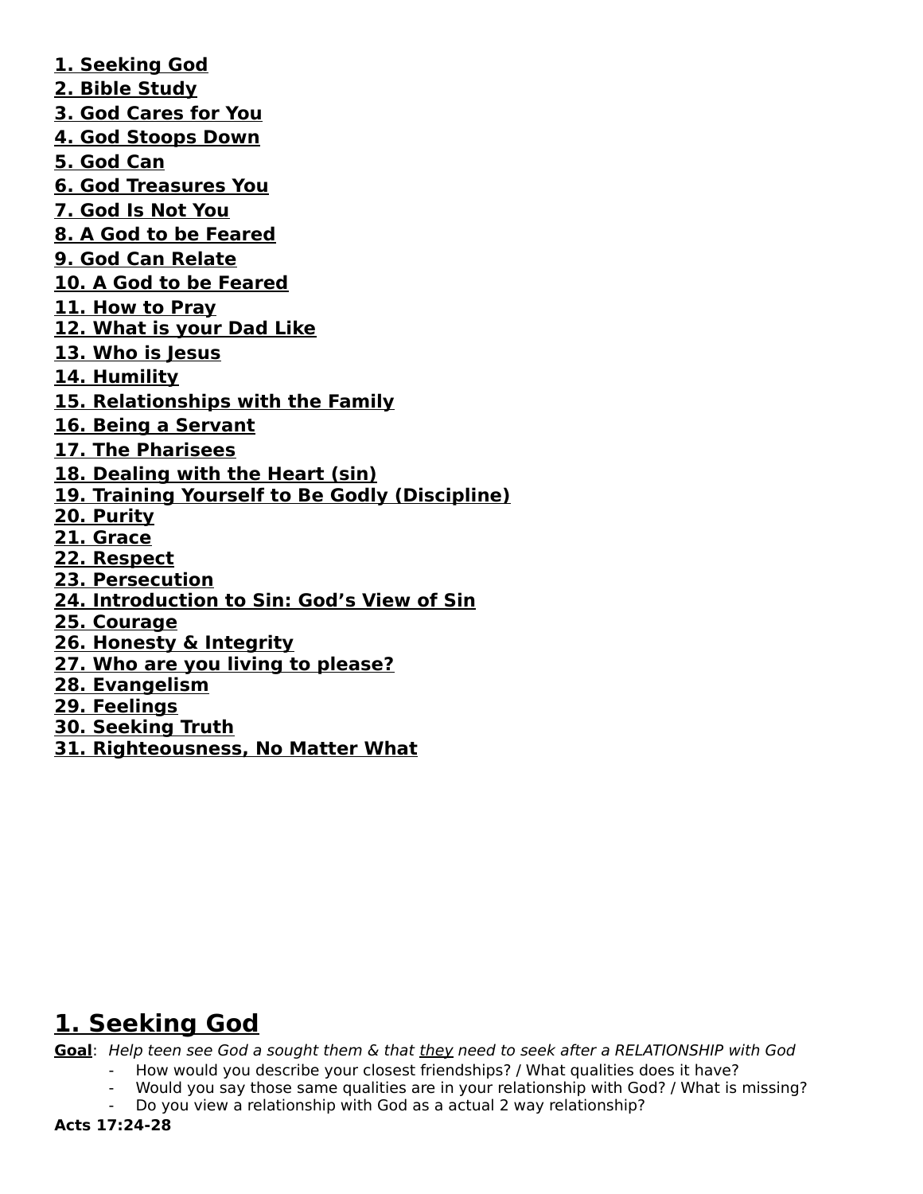**1. Seeking God**
**2. Bible Study**
**3. God Cares for You**
**4. God Stoops Down**
**5. God Can**
**6. God Treasures You**
**7. God Is Not You**
**8. A God to be Feared**
**9. God Can Relate**
**10. A God to be Feared**
**11. How to Pray**
**12. What is your Dad Like**
**13. Who is Jesus**
**14. Humility**
**15. Relationships with the Family**
**16. Being a Servant**
**17. The Pharisees**
**18. Dealing with the Heart (sin)**
**19. Training Yourself to Be Godly (Discipline)**
**20. Purity**
**21. Grace**
**22. Respect**
**23. Persecution**
**24. Introduction to Sin: God's View of Sin**
**25. Courage**
**26. Honesty & Integrity**
**27. Who are you living to please?**
**28. Evangelism**
**29. Feelings**
**30. Seeking Truth**
**31. Righteousness, No Matter What**

# 1. Seeking God

**Goal**: *Help teen see God a sought them & that they need to seek after a RELATIONSHIP with God*

- How would you describe your closest friendships? / What qualities does it have?
- Would you say those same qualities are in your relationship with God? / What is missing?
- Do you view a relationship with God as a actual 2 way relationship?

**Acts 17:24-28**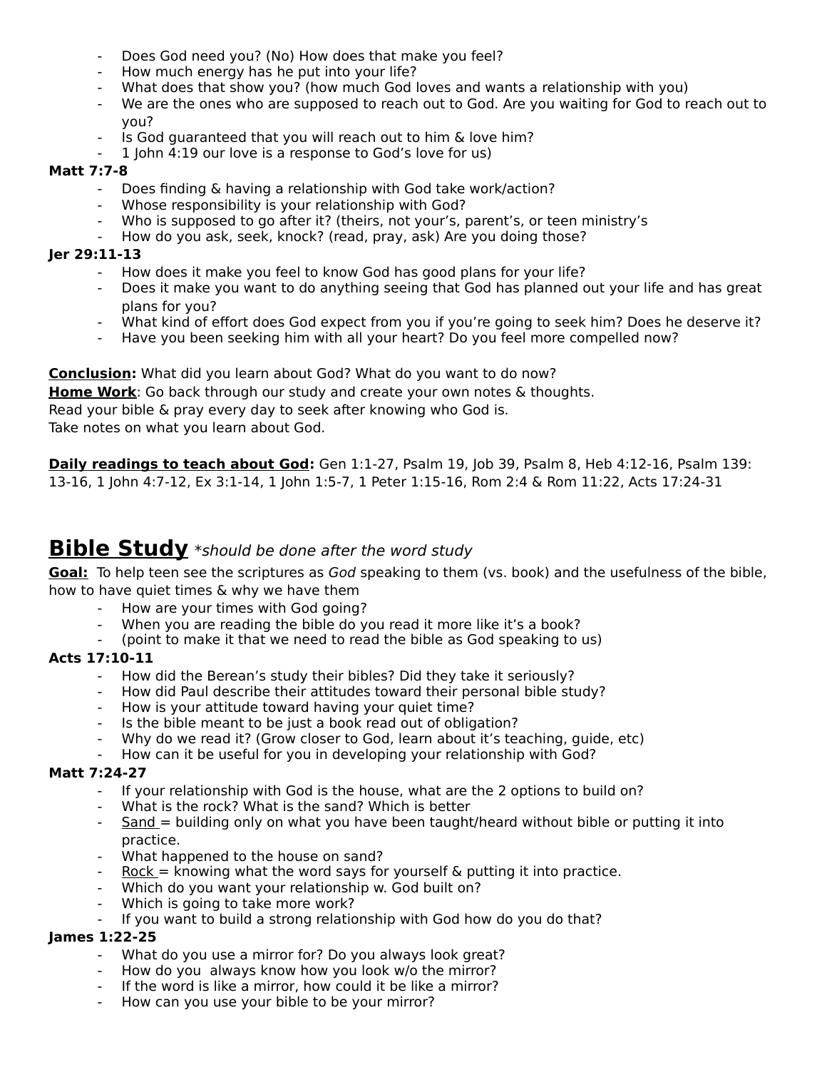- Does God need you? (No) How does that make you feel?
- How much energy has he put into your life?
- What does that show you? (how much God loves and wants a relationship with you)
- We are the ones who are supposed to reach out to God. Are you waiting for God to reach out to you?
- Is God guaranteed that you will reach out to him & love him?
- 1 John 4:19 our love is a response to God's love for us)

**Matt 7:7-8**

- Does finding & having a relationship with God take work/action?
- Whose responsibility is your relationship with God?
- Who is supposed to go after it? (theirs, not your's, parent's, or teen ministry's
- How do you ask, seek, knock? (read, pray, ask) Are you doing those?

**Jer 29:11-13**

- How does it make you feel to know God has good plans for your life?
- Does it make you want to do anything seeing that God has planned out your life and has great plans for you?
- What kind of effort does God expect from you if you're going to seek him? Does he deserve it?
- Have you been seeking him with all your heart? Do you feel more compelled now?

**<u>Conclusion</u>:** What did you learn about God? What do you want to do now?

**<u>Home Work</u>**: Go back through our study and create your own notes & thoughts.
Read your bible & pray every day to seek after knowing who God is.
Take notes on what you learn about God.

**<u>Daily readings to teach about God</u>:** Gen 1:1-27, Psalm 19, Job 39, Psalm 8, Heb 4:12-16, Psalm 139: 13-16, 1 John 4:7-12, Ex 3:1-14, 1 John 1:5-7, 1 Peter 1:15-16, Rom 2:4 & Rom 11:22, Acts 17:24-31

## <u>Bible Study</u> *\*should be done after the word study*

**<u>Goal:</u>** To help teen see the scriptures as *God* speaking to them (vs. book) and the usefulness of the bible, how to have quiet times & why we have them

- How are your times with God going?
- When you are reading the bible do you read it more like it's a book?
- (point to make it that we need to read the bible as God speaking to us)

**Acts 17:10-11**

- How did the Berean's study their bibles? Did they take it seriously?
- How did Paul describe their attitudes toward their personal bible study?
- How is your attitude toward having your quiet time?
- Is the bible meant to be just a book read out of obligation?
- Why do we read it? (Grow closer to God, learn about it's teaching, guide, etc)
- How can it be useful for you in developing your relationship with God?

**Matt 7:24-27**

- If your relationship with God is the house, what are the 2 options to build on?
- What is the rock? What is the sand? Which is better
- <u>Sand</u> = building only on what you have been taught/heard without bible or putting it into practice.
- What happened to the house on sand?
- <u>Rock</u> = knowing what the word says for yourself & putting it into practice.
- Which do you want your relationship w. God built on?
- Which is going to take more work?
- If you want to build a strong relationship with God how do you do that?

**James 1:22-25**

- What do you use a mirror for? Do you always look great?
- How do you always know how you look w/o the mirror?
- If the word is like a mirror, how could it be like a mirror?
- How can you use your bible to be your mirror?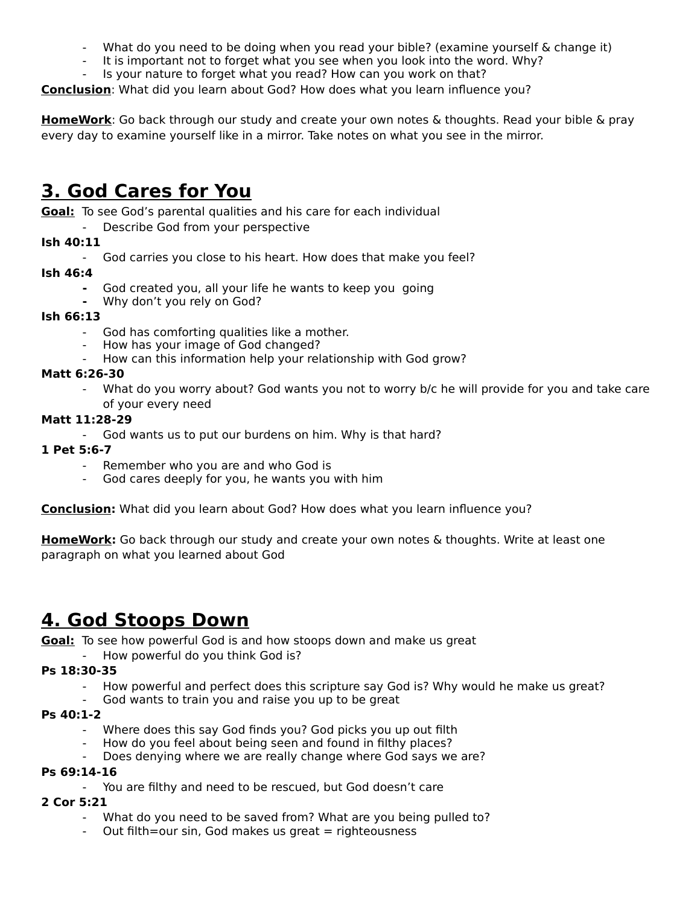- What do you need to be doing when you read your bible? (examine yourself & change it)
- It is important not to forget what you see when you look into the word. Why?
- Is your nature to forget what you read? How can you work on that?

**Conclusion**: What did you learn about God? How does what you learn influence you?

**HomeWork**: Go back through our study and create your own notes & thoughts. Read your bible & pray every day to examine yourself like in a mirror. Take notes on what you see in the mirror.

# 3. God Cares for You

**Goal:** To see God's parental qualities and his care for each individual

- Describe God from your perspective

**Ish 40:11**

- God carries you close to his heart. How does that make you feel?

**Ish 46:4**

- God created you, all your life he wants to keep you going
- Why don't you rely on God?

**Ish 66:13**

- God has comforting qualities like a mother.
- How has your image of God changed?
- How can this information help your relationship with God grow?

**Matt 6:26-30**

- What do you worry about? God wants you not to worry b/c he will provide for you and take care of your every need

**Matt 11:28-29**

- God wants us to put our burdens on him. Why is that hard?

**1 Pet 5:6-7**

- Remember who you are and who God is
- God cares deeply for you, he wants you with him

**Conclusion:** What did you learn about God? How does what you learn influence you?

**HomeWork:** Go back through our study and create your own notes & thoughts. Write at least one paragraph on what you learned about God

# 4. God Stoops Down

**Goal:** To see how powerful God is and how stoops down and make us great

- How powerful do you think God is?

**Ps 18:30-35**

- How powerful and perfect does this scripture say God is? Why would he make us great?
- God wants to train you and raise you up to be great

**Ps 40:1-2**

- Where does this say God finds you? God picks you up out filth
- How do you feel about being seen and found in filthy places?
- Does denying where we are really change where God says we are?

**Ps 69:14-16**

- You are filthy and need to be rescued, but God doesn't care

**2 Cor 5:21**

- What do you need to be saved from? What are you being pulled to?
- Out filth=our sin, God makes us great = righteousness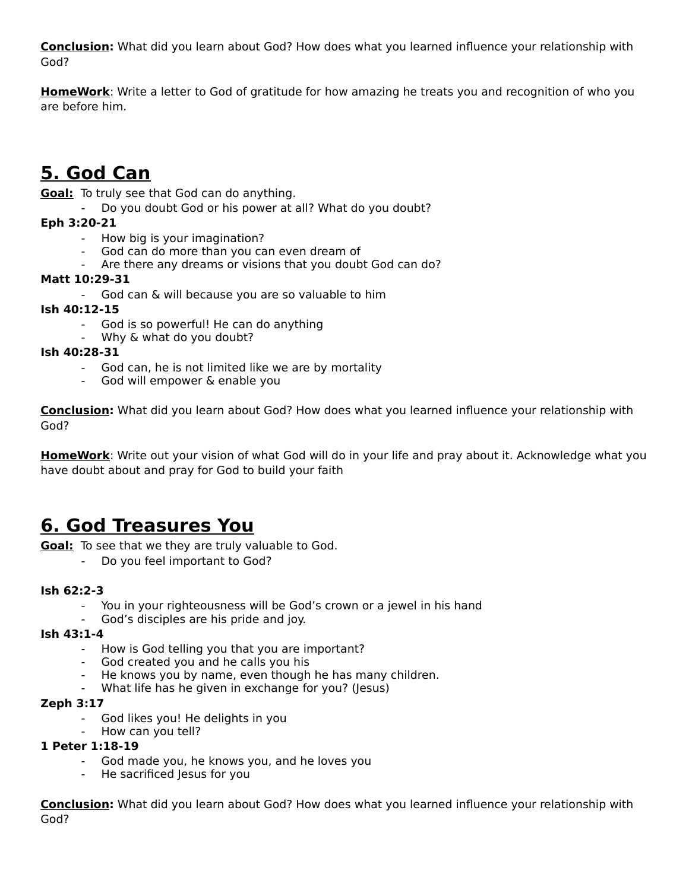**<u>Conclusion</u>:** What did you learn about God? How does what you learned influence your relationship with God?

**<u>HomeWork</u>**: Write a letter to God of gratitude for how amazing he treats you and recognition of who you are before him.

## <u>5. God Can</u>

**<u>Goal:</u>** To truly see that God can do anything.

- Do you doubt God or his power at all? What do you doubt?

**Eph 3:20-21**

- How big is your imagination?
- God can do more than you can even dream of
- Are there any dreams or visions that you doubt God can do?

**Matt 10:29-31**

- God can & will because you are so valuable to him

**Ish 40:12-15**

- God is so powerful! He can do anything
- Why & what do you doubt?

**Ish 40:28-31**

- God can, he is not limited like we are by mortality
- God will empower & enable you

**<u>Conclusion</u>:** What did you learn about God? How does what you learned influence your relationship with God?

**<u>HomeWork</u>**: Write out your vision of what God will do in your life and pray about it. Acknowledge what you have doubt about and pray for God to build your faith

## <u>6. God Treasures You</u>

**<u>Goal:</u>** To see that we they are truly valuable to God.

- Do you feel important to God?

**Ish 62:2-3**

- You in your righteousness will be God's crown or a jewel in his hand
- God's disciples are his pride and joy.

**Ish 43:1-4**

- How is God telling you that you are important?
- God created you and he calls you his
- He knows you by name, even though he has many children.
- What life has he given in exchange for you? (Jesus)

**Zeph 3:17**

- God likes you! He delights in you
- How can you tell?

**1 Peter 1:18-19**

- God made you, he knows you, and he loves you
- He sacrificed Jesus for you

**<u>Conclusion</u>:** What did you learn about God? How does what you learned influence your relationship with God?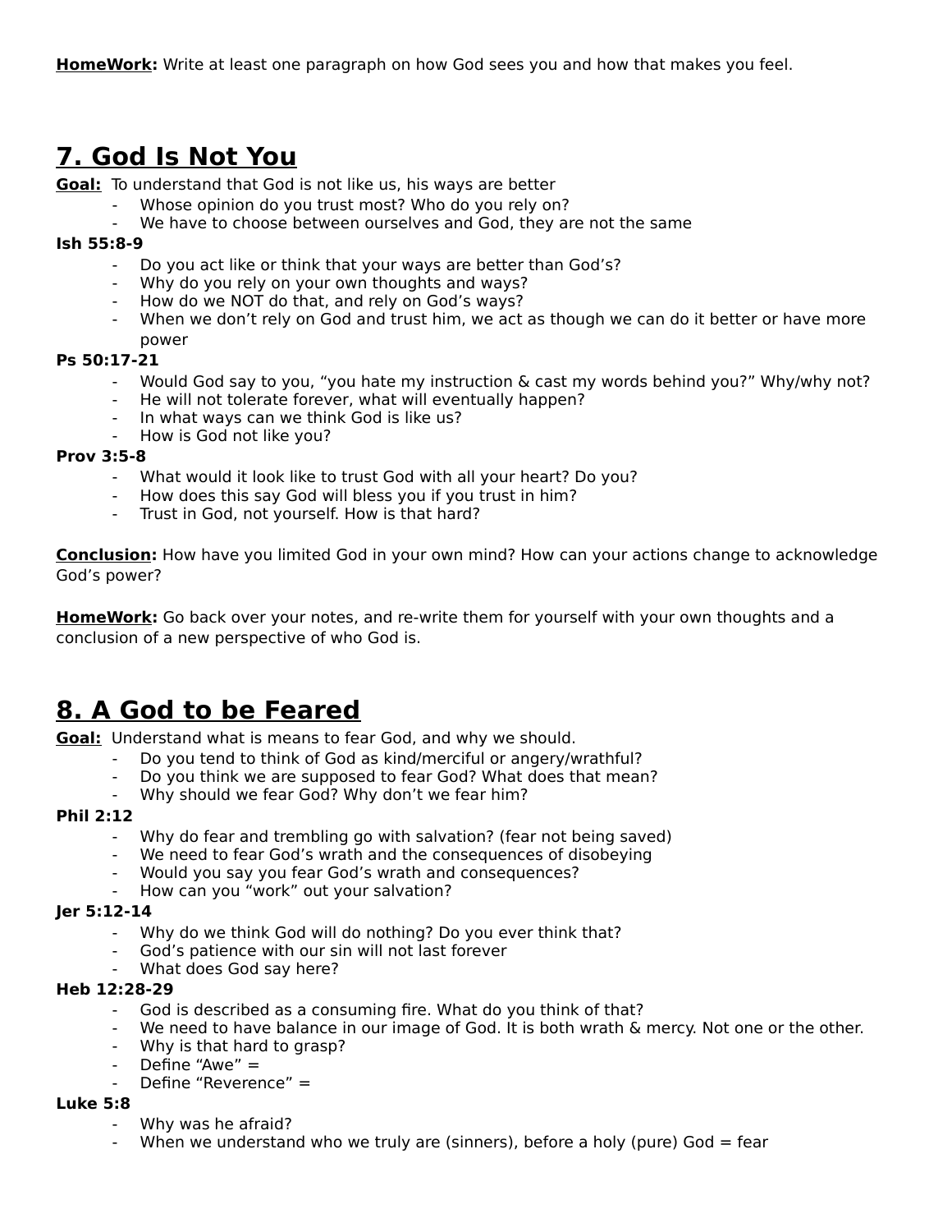**HomeWork:** Write at least one paragraph on how God sees you and how that makes you feel.

## 7. God Is Not You

**Goal:** To understand that God is not like us, his ways are better

- Whose opinion do you trust most? Who do you rely on?
- We have to choose between ourselves and God, they are not the same

**Ish 55:8-9**

- Do you act like or think that your ways are better than God's?
- Why do you rely on your own thoughts and ways?
- How do we NOT do that, and rely on God's ways?
- When we don't rely on God and trust him, we act as though we can do it better or have more power

**Ps 50:17-21**

- Would God say to you, "you hate my instruction & cast my words behind you?" Why/why not?
- He will not tolerate forever, what will eventually happen?
- In what ways can we think God is like us?
- How is God not like you?

**Prov 3:5-8**

- What would it look like to trust God with all your heart? Do you?
- How does this say God will bless you if you trust in him?
- Trust in God, not yourself. How is that hard?

**Conclusion:** How have you limited God in your own mind? How can your actions change to acknowledge God's power?

**HomeWork:** Go back over your notes, and re-write them for yourself with your own thoughts and a conclusion of a new perspective of who God is.

## 8. A God to be Feared

**Goal:** Understand what is means to fear God, and why we should.

- Do you tend to think of God as kind/merciful or angery/wrathful?
- Do you think we are supposed to fear God? What does that mean?
- Why should we fear God? Why don't we fear him?

**Phil 2:12**

- Why do fear and trembling go with salvation? (fear not being saved)
- We need to fear God's wrath and the consequences of disobeying
- Would you say you fear God's wrath and consequences?
- How can you "work" out your salvation?

**Jer 5:12-14**

- Why do we think God will do nothing? Do you ever think that?
- God's patience with our sin will not last forever
- What does God say here?

**Heb 12:28-29**

- God is described as a consuming fire. What do you think of that?
- We need to have balance in our image of God. It is both wrath & mercy. Not one or the other.
- Why is that hard to grasp?
- Define "Awe" =
- Define "Reverence" =

**Luke 5:8**

- Why was he afraid?
- When we understand who we truly are (sinners), before a holy (pure) God = fear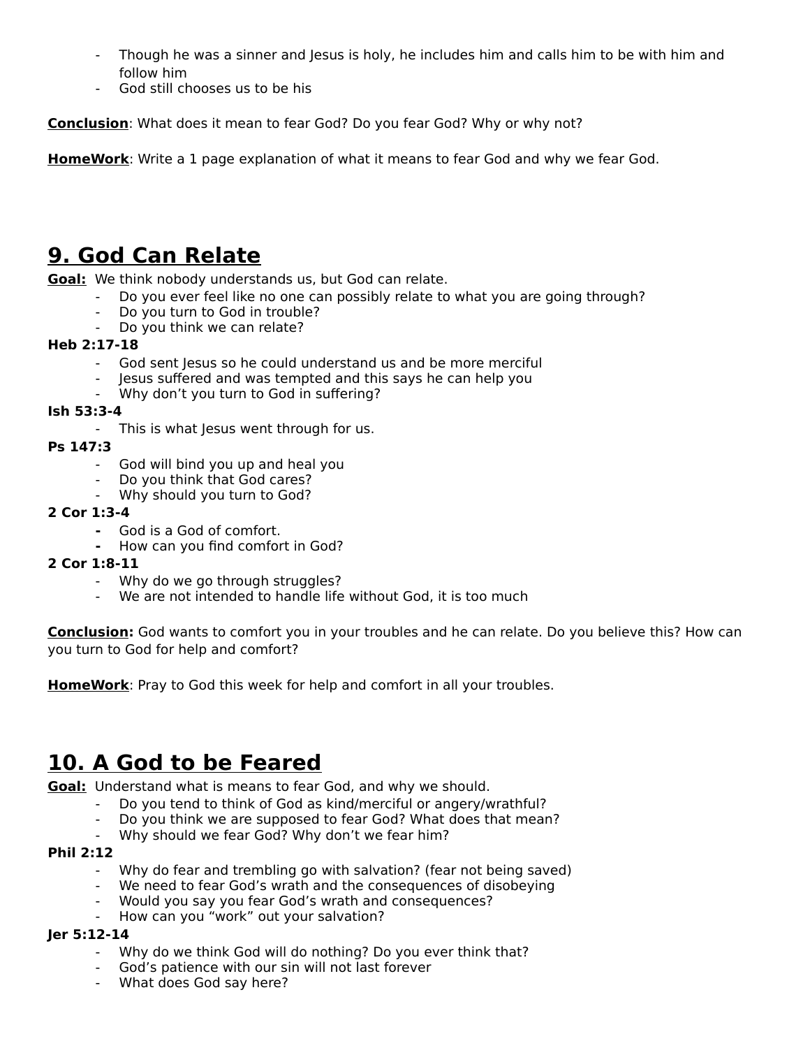- Though he was a sinner and Jesus is holy, he includes him and calls him to be with him and follow him
- God still chooses us to be his

**Conclusion**: What does it mean to fear God? Do you fear God? Why or why not?

**HomeWork**: Write a 1 page explanation of what it means to fear God and why we fear God.

## 9. God Can Relate

**Goal:** We think nobody understands us, but God can relate.

- Do you ever feel like no one can possibly relate to what you are going through?
- Do you turn to God in trouble?
- Do you think we can relate?

**Heb 2:17-18**

- God sent Jesus so he could understand us and be more merciful
- Jesus suffered and was tempted and this says he can help you
- Why don't you turn to God in suffering?

**Ish 53:3-4**

- This is what Jesus went through for us.

**Ps 147:3**

- God will bind you up and heal you
- Do you think that God cares?
- Why should you turn to God?

**2 Cor 1:3-4**

- God is a God of comfort.
- How can you find comfort in God?

**2 Cor 1:8-11**

- Why do we go through struggles?
- We are not intended to handle life without God, it is too much

**Conclusion:** God wants to comfort you in your troubles and he can relate. Do you believe this? How can you turn to God for help and comfort?

**HomeWork**: Pray to God this week for help and comfort in all your troubles.

## 10. A God to be Feared

**Goal:** Understand what is means to fear God, and why we should.

- Do you tend to think of God as kind/merciful or angery/wrathful?
- Do you think we are supposed to fear God? What does that mean?
- Why should we fear God? Why don't we fear him?

**Phil 2:12**

- Why do fear and trembling go with salvation? (fear not being saved)
- We need to fear God's wrath and the consequences of disobeying
- Would you say you fear God's wrath and consequences?
- How can you "work" out your salvation?

**Jer 5:12-14**

- Why do we think God will do nothing? Do you ever think that?
- God's patience with our sin will not last forever
- What does God say here?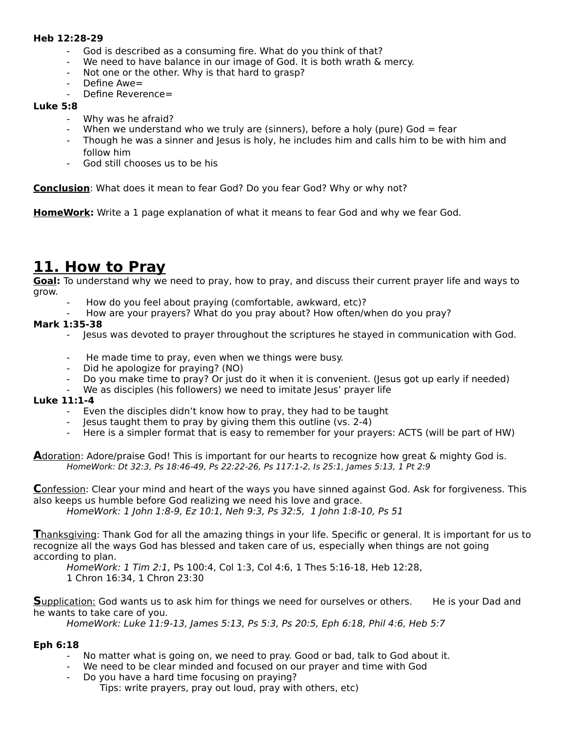**Heb 12:28-29**

- God is described as a consuming fire. What do you think of that?
- We need to have balance in our image of God. It is both wrath & mercy.
- Not one or the other. Why is that hard to grasp?
- Define Awe=
- Define Reverence=

**Luke 5:8**

- Why was he afraid?
- When we understand who we truly are (sinners), before a holy (pure) God = fear
- Though he was a sinner and Jesus is holy, he includes him and calls him to be with him and follow him
- God still chooses us to be his

**<u>Conclusion</u>**: What does it mean to fear God? Do you fear God? Why or why not?

**<u>HomeWork:</u>** Write a 1 page explanation of what it means to fear God and why we fear God.

# <u>11. How to Pray</u>

**<u>Goal:</u>** To understand why we need to pray, how to pray, and discuss their current prayer life and ways to grow.

- How do you feel about praying (comfortable, awkward, etc)?
- How are your prayers? What do you pray about? How often/when do you pray?

**Mark 1:35-38**

- Jesus was devoted to prayer throughout the scriptures he stayed in communication with God.
- He made time to pray, even when we things were busy.
- Did he apologize for praying? (NO)
- Do you make time to pray? Or just do it when it is convenient. (Jesus got up early if needed)
- We as disciples (his followers) we need to imitate Jesus' prayer life

**Luke 11:1-4**

- Even the disciples didn't know how to pray, they had to be taught
- Jesus taught them to pray by giving them this outline (vs. 2-4)
- Here is a simpler format that is easy to remember for your prayers: ACTS (will be part of HW)

**<u>A</u>**<u>doration</u>: Adore/praise God! This is important for our hearts to recognize how great & mighty God is.
*HomeWork: Dt 32:3, Ps 18:46-49, Ps 22:22-26, Ps 117:1-2, Is 25:1, James 5:13, 1 Pt 2:9*

**<u>C</u>**<u>onfession</u>: Clear your mind and heart of the ways you have sinned against God. Ask for forgiveness. This also keeps us humble before God realizing we need his love and grace.
*HomeWork: 1 John 1:8-9, Ez 10:1, Neh 9:3, Ps 32:5, 1 John 1:8-10, Ps 51*

**<u>T</u>**<u>hanksgiving</u>: Thank God for all the amazing things in your life. Specific or general. It is important for us to recognize all the ways God has blessed and taken care of us, especially when things are not going according to plan.
*HomeWork: 1 Tim 2:1,* Ps 100:4, Col 1:3, Col 4:6, 1 Thes 5:16-18, Heb 12:28, 1 Chron 16:34, 1 Chron 23:30

**<u>S</u>**<u>upplication:</u> God wants us to ask him for things we need for ourselves or others. He is your Dad and he wants to take care of you.
*HomeWork: Luke 11:9-13, James 5:13, Ps 5:3, Ps 20:5, Eph 6:18, Phil 4:6, Heb 5:7*

**Eph 6:18**

- No matter what is going on, we need to pray. Good or bad, talk to God about it.
- We need to be clear minded and focused on our prayer and time with God
- Do you have a hard time focusing on praying?
  Tips: write prayers, pray out loud, pray with others, etc)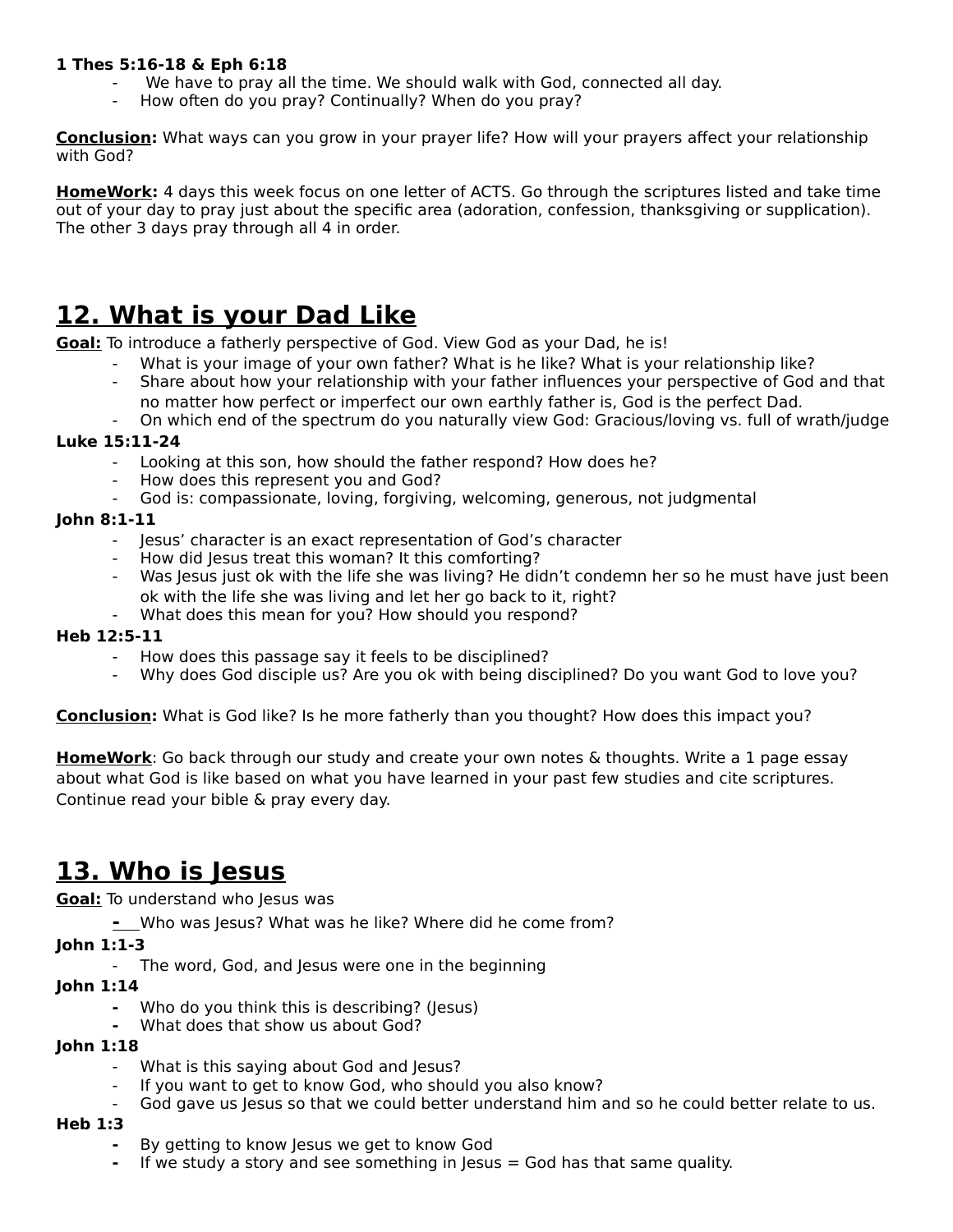**1 Thes 5:16-18 & Eph 6:18**

- We have to pray all the time. We should walk with God, connected all day.
- How often do you pray? Continually? When do you pray?

**Conclusion:** What ways can you grow in your prayer life? How will your prayers affect your relationship with God?

**HomeWork:** 4 days this week focus on one letter of ACTS. Go through the scriptures listed and take time out of your day to pray just about the specific area (adoration, confession, thanksgiving or supplication). The other 3 days pray through all 4 in order.

## 12. What is your Dad Like

**Goal:** To introduce a fatherly perspective of God. View God as your Dad, he is!

- What is your image of your own father? What is he like? What is your relationship like?
- Share about how your relationship with your father influences your perspective of God and that no matter how perfect or imperfect our own earthly father is, God is the perfect Dad.
- On which end of the spectrum do you naturally view God: Gracious/loving vs. full of wrath/judge

**Luke 15:11-24**

- Looking at this son, how should the father respond? How does he?
- How does this represent you and God?
- God is: compassionate, loving, forgiving, welcoming, generous, not judgmental

**John 8:1-11**

- Jesus' character is an exact representation of God's character
- How did Jesus treat this woman? It this comforting?
- Was Jesus just ok with the life she was living? He didn't condemn her so he must have just been ok with the life she was living and let her go back to it, right?
- What does this mean for you? How should you respond?

**Heb 12:5-11**

- How does this passage say it feels to be disciplined?
- Why does God disciple us? Are you ok with being disciplined? Do you want God to love you?

**Conclusion:** What is God like? Is he more fatherly than you thought? How does this impact you?

**HomeWork**: Go back through our study and create your own notes & thoughts. Write a 1 page essay about what God is like based on what you have learned in your past few studies and cite scriptures. Continue read your bible & pray every day.

## 13. Who is Jesus

**Goal:** To understand who Jesus was

- Who was Jesus? What was he like? Where did he come from?

**John 1:1-3**

- The word, God, and Jesus were one in the beginning

**John 1:14**

- Who do you think this is describing? (Jesus)
- What does that show us about God?

**John 1:18**

- What is this saying about God and Jesus?
- If you want to get to know God, who should you also know?
- God gave us Jesus so that we could better understand him and so he could better relate to us.

**Heb 1:3**

- By getting to know Jesus we get to know God
- If we study a story and see something in Jesus = God has that same quality.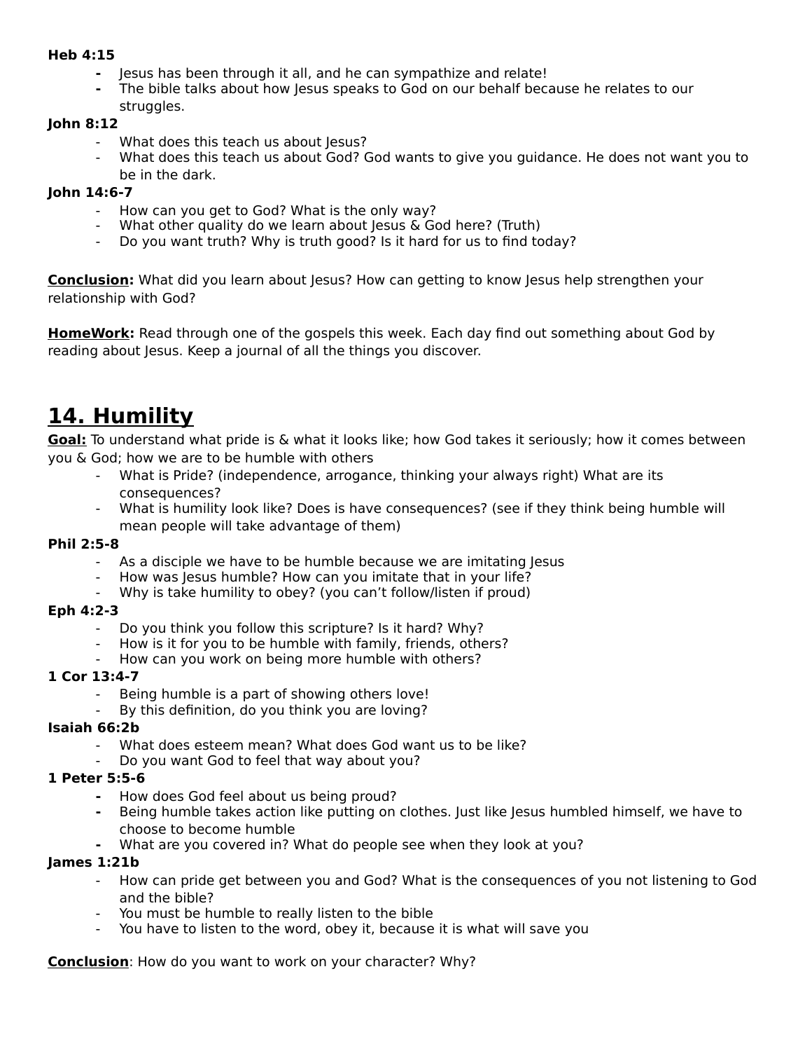**Heb 4:15**

- Jesus has been through it all, and he can sympathize and relate!
- The bible talks about how Jesus speaks to God on our behalf because he relates to our struggles.

**John 8:12**

- What does this teach us about Jesus?
- What does this teach us about God? God wants to give you guidance. He does not want you to be in the dark.

**John 14:6-7**

- How can you get to God? What is the only way?
- What other quality do we learn about Jesus & God here? (Truth)
- Do you want truth? Why is truth good? Is it hard for us to find today?

**<u>Conclusion</u>:** What did you learn about Jesus? How can getting to know Jesus help strengthen your relationship with God?

**<u>HomeWork</u>:** Read through one of the gospels this week. Each day find out something about God by reading about Jesus. Keep a journal of all the things you discover.

## <u>14. Humility</u>

**<u>Goal:</u>** To understand what pride is & what it looks like; how God takes it seriously; how it comes between you & God; how we are to be humble with others

- What is Pride? (independence, arrogance, thinking your always right) What are its consequences?
- What is humility look like? Does is have consequences? (see if they think being humble will mean people will take advantage of them)

**Phil 2:5-8**

- As a disciple we have to be humble because we are imitating Jesus
- How was Jesus humble? How can you imitate that in your life?
- Why is take humility to obey? (you can't follow/listen if proud)

**Eph 4:2-3**

- Do you think you follow this scripture? Is it hard? Why?
- How is it for you to be humble with family, friends, others?
- How can you work on being more humble with others?

**1 Cor 13:4-7**

- Being humble is a part of showing others love!
- By this definition, do you think you are loving?

**Isaiah 66:2b**

- What does esteem mean? What does God want us to be like?
- Do you want God to feel that way about you?

**1 Peter 5:5-6**

- How does God feel about us being proud?
- Being humble takes action like putting on clothes. Just like Jesus humbled himself, we have to choose to become humble
- What are you covered in? What do people see when they look at you?

**James 1:21b**

- How can pride get between you and God? What is the consequences of you not listening to God and the bible?
- You must be humble to really listen to the bible
- You have to listen to the word, obey it, because it is what will save you

**<u>Conclusion</u>**: How do you want to work on your character? Why?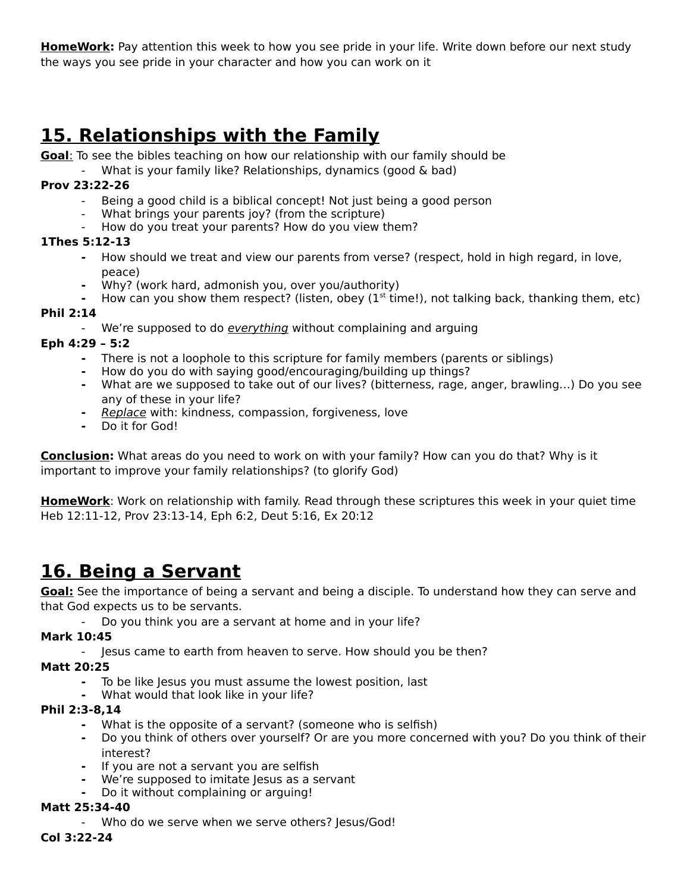**HomeWork:** Pay attention this week to how you see pride in your life. Write down before our next study the ways you see pride in your character and how you can work on it

# 15. Relationships with the Family

**Goal**: To see the bibles teaching on how our relationship with our family should be

- What is your family like? Relationships, dynamics (good & bad)

**Prov 23:22-26**

- Being a good child is a biblical concept! Not just being a good person
- What brings your parents joy? (from the scripture)
- How do you treat your parents? How do you view them?

**1Thes 5:12-13**

- How should we treat and view our parents from verse? (respect, hold in high regard, in love, peace)
- Why? (work hard, admonish you, over you/authority)
- How can you show them respect? (listen, obey (1st time!), not talking back, thanking them, etc)

**Phil 2:14**

- We're supposed to do *everything* without complaining and arguing

**Eph 4:29 – 5:2**

- There is not a loophole to this scripture for family members (parents or siblings)
- How do you do with saying good/encouraging/building up things?
- What are we supposed to take out of our lives? (bitterness, rage, anger, brawling…) Do you see any of these in your life?
- *Replace* with: kindness, compassion, forgiveness, love
- Do it for God!

**Conclusion:** What areas do you need to work on with your family? How can you do that? Why is it important to improve your family relationships? (to glorify God)

**HomeWork**: Work on relationship with family. Read through these scriptures this week in your quiet time Heb 12:11-12, Prov 23:13-14, Eph 6:2, Deut 5:16, Ex 20:12

# 16. Being a Servant

**Goal:** See the importance of being a servant and being a disciple. To understand how they can serve and that God expects us to be servants.

- Do you think you are a servant at home and in your life?

**Mark 10:45**

- Jesus came to earth from heaven to serve. How should you be then?

**Matt 20:25**

- To be like Jesus you must assume the lowest position, last
- What would that look like in your life?

**Phil 2:3-8,14**

- What is the opposite of a servant? (someone who is selfish)
- Do you think of others over yourself? Or are you more concerned with you? Do you think of their interest?
- If you are not a servant you are selfish
- We're supposed to imitate Jesus as a servant
- Do it without complaining or arguing!

**Matt 25:34-40**

- Who do we serve when we serve others? Jesus/God!

**Col 3:22-24**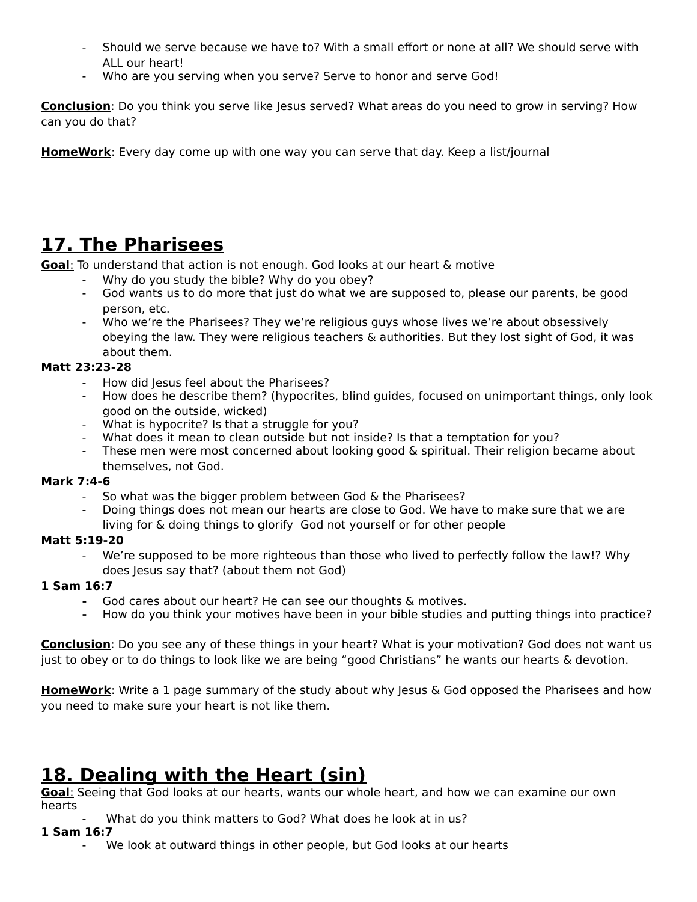- Should we serve because we have to? With a small effort or none at all? We should serve with ALL our heart!
- Who are you serving when you serve? Serve to honor and serve God!

**Conclusion**: Do you think you serve like Jesus served? What areas do you need to grow in serving? How can you do that?

**HomeWork**: Every day come up with one way you can serve that day. Keep a list/journal

## 17. The Pharisees

**Goal**: To understand that action is not enough. God looks at our heart & motive

- Why do you study the bible? Why do you obey?
- God wants us to do more that just do what we are supposed to, please our parents, be good person, etc.
- Who we're the Pharisees? They we're religious guys whose lives we're about obsessively obeying the law. They were religious teachers & authorities. But they lost sight of God, it was about them.

**Matt 23:23-28**

- How did Jesus feel about the Pharisees?
- How does he describe them? (hypocrites, blind guides, focused on unimportant things, only look good on the outside, wicked)
- What is hypocrite? Is that a struggle for you?
- What does it mean to clean outside but not inside? Is that a temptation for you?
- These men were most concerned about looking good & spiritual. Their religion became about themselves, not God.

**Mark 7:4-6**

- So what was the bigger problem between God & the Pharisees?
- Doing things does not mean our hearts are close to God. We have to make sure that we are living for & doing things to glorify God not yourself or for other people

**Matt 5:19-20**

- We're supposed to be more righteous than those who lived to perfectly follow the law!? Why does Jesus say that? (about them not God)

**1 Sam 16:7**

- God cares about our heart? He can see our thoughts & motives.
- How do you think your motives have been in your bible studies and putting things into practice?

**Conclusion**: Do you see any of these things in your heart? What is your motivation? God does not want us just to obey or to do things to look like we are being "good Christians" he wants our hearts & devotion.

**HomeWork**: Write a 1 page summary of the study about why Jesus & God opposed the Pharisees and how you need to make sure your heart is not like them.

## 18. Dealing with the Heart (sin)

**Goal**: Seeing that God looks at our hearts, wants our whole heart, and how we can examine our own hearts

- What do you think matters to God? What does he look at in us?

**1 Sam 16:7**

- We look at outward things in other people, but God looks at our hearts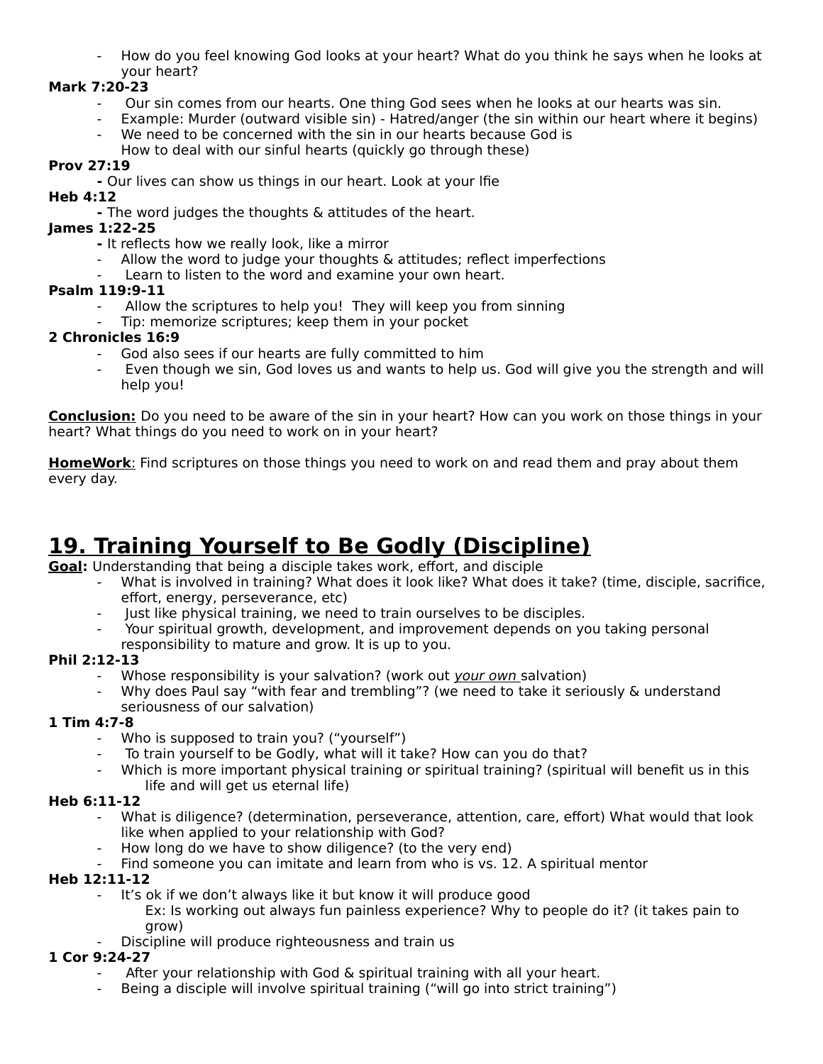- How do you feel knowing God looks at your heart? What do you think he says when he looks at your heart?

**Mark 7:20-23**

- Our sin comes from our hearts. One thing God sees when he looks at our hearts was sin.
- Example: Murder (outward visible sin) - Hatred/anger (the sin within our heart where it begins)
- We need to be concerned with the sin in our hearts because God is
  How to deal with our sinful hearts (quickly go through these)

**Prov 27:19**

- Our lives can show us things in our heart. Look at your lfie

**Heb 4:12**

- The word judges the thoughts & attitudes of the heart.

**James 1:22-25**

- It reflects how we really look, like a mirror
- Allow the word to judge your thoughts & attitudes; reflect imperfections
- Learn to listen to the word and examine your own heart.

**Psalm 119:9-11**

- Allow the scriptures to help you! They will keep you from sinning
- Tip: memorize scriptures; keep them in your pocket

**2 Chronicles 16:9**

- God also sees if our hearts are fully committed to him
- Even though we sin, God loves us and wants to help us. God will give you the strength and will help you!

**Conclusion:** Do you need to be aware of the sin in your heart? How can you work on those things in your heart? What things do you need to work on in your heart?

**HomeWork**: Find scriptures on those things you need to work on and read them and pray about them every day.

# 19. Training Yourself to Be Godly (Discipline)

**Goal:** Understanding that being a disciple takes work, effort, and disciple

- What is involved in training? What does it look like? What does it take? (time, disciple, sacrifice, effort, energy, perseverance, etc)
- Just like physical training, we need to train ourselves to be disciples.
- Your spiritual growth, development, and improvement depends on you taking personal responsibility to mature and grow. It is up to you.

**Phil 2:12-13**

- Whose responsibility is your salvation? (work out _your own_ salvation)
- Why does Paul say "with fear and trembling"? (we need to take it seriously & understand seriousness of our salvation)

**1 Tim 4:7-8**

- Who is supposed to train you? ("yourself")
- To train yourself to be Godly, what will it take? How can you do that?
- Which is more important physical training or spiritual training? (spiritual will benefit us in this life and will get us eternal life)

**Heb 6:11-12**

- What is diligence? (determination, perseverance, attention, care, effort) What would that look like when applied to your relationship with God?
- How long do we have to show diligence? (to the very end)
- Find someone you can imitate and learn from who is vs. 12. A spiritual mentor

**Heb 12:11-12**

- It's ok if we don't always like it but know it will produce good
  Ex: Is working out always fun painless experience? Why to people do it? (it takes pain to grow)
- Discipline will produce righteousness and train us

**1 Cor 9:24-27**

- After your relationship with God & spiritual training with all your heart.
- Being a disciple will involve spiritual training ("will go into strict training")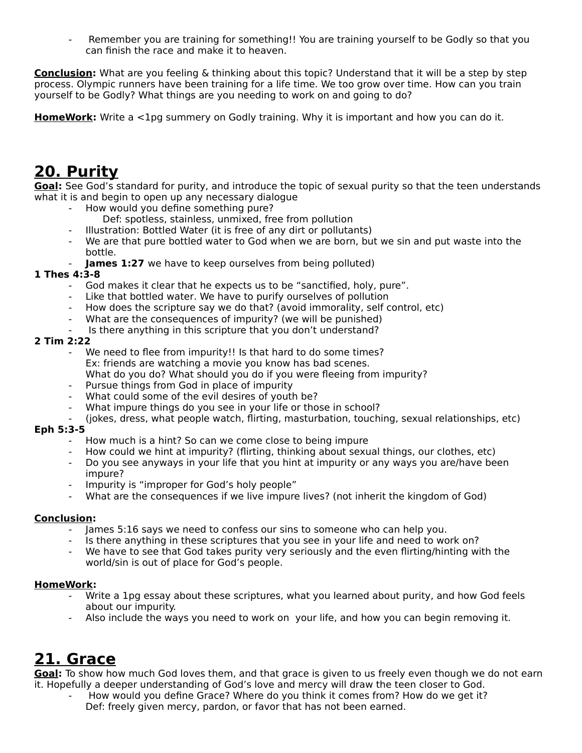- Remember you are training for something!! You are training yourself to be Godly so that you can finish the race and make it to heaven.

**Conclusion:** What are you feeling & thinking about this topic? Understand that it will be a step by step process. Olympic runners have been training for a life time. We too grow over time. How can you train yourself to be Godly? What things are you needing to work on and going to do?

**HomeWork:** Write a <1pg summery on Godly training. Why it is important and how you can do it.

## 20. Purity

**Goal:** See God's standard for purity, and introduce the topic of sexual purity so that the teen understands what it is and begin to open up any necessary dialogue

- How would you define something pure?
  Def: spotless, stainless, unmixed, free from pollution
- Illustration: Bottled Water (it is free of any dirt or pollutants)
- We are that pure bottled water to God when we are born, but we sin and put waste into the bottle.
- **James 1:27** we have to keep ourselves from being polluted)

**1 Thes 4:3-8**

- God makes it clear that he expects us to be "sanctified, holy, pure".
- Like that bottled water. We have to purify ourselves of pollution
- How does the scripture say we do that? (avoid immorality, self control, etc)
- What are the consequences of impurity? (we will be punished)
- Is there anything in this scripture that you don't understand?

**2 Tim 2:22**

- We need to flee from impurity!! Is that hard to do some times?
  Ex: friends are watching a movie you know has bad scenes.
  What do you do? What should you do if you were fleeing from impurity?
- Pursue things from God in place of impurity
- What could some of the evil desires of youth be?
- What impure things do you see in your life or those in school?
- (jokes, dress, what people watch, flirting, masturbation, touching, sexual relationships, etc)

**Eph 5:3-5**

- How much is a hint? So can we come close to being impure
- How could we hint at impurity? (flirting, thinking about sexual things, our clothes, etc)
- Do you see anyways in your life that you hint at impurity or any ways you are/have been impure?
- Impurity is "improper for God's holy people"
- What are the consequences if we live impure lives? (not inherit the kingdom of God)

**Conclusion:**

- James 5:16 says we need to confess our sins to someone who can help you.
- Is there anything in these scriptures that you see in your life and need to work on?
- We have to see that God takes purity very seriously and the even flirting/hinting with the world/sin is out of place for God's people.

**HomeWork:**

- Write a 1pg essay about these scriptures, what you learned about purity, and how God feels about our impurity.
- Also include the ways you need to work on your life, and how you can begin removing it.

## 21. Grace

**Goal:** To show how much God loves them, and that grace is given to us freely even though we do not earn it. Hopefully a deeper understanding of God's love and mercy will draw the teen closer to God.

- How would you define Grace? Where do you think it comes from? How do we get it?
  Def: freely given mercy, pardon, or favor that has not been earned.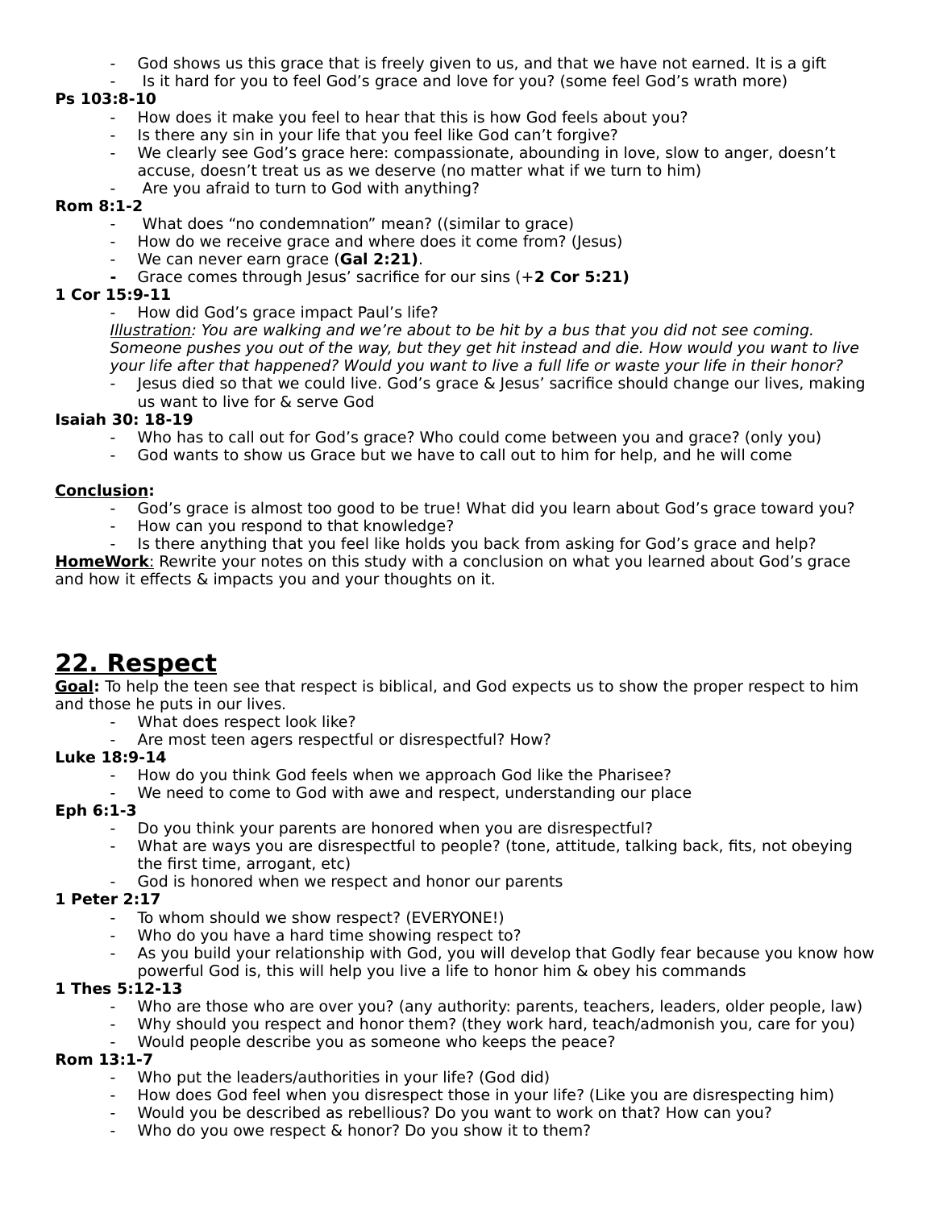- God shows us this grace that is freely given to us, and that we have not earned. It is a gift
- Is it hard for you to feel God's grace and love for you? (some feel God's wrath more)

**Ps 103:8-10**

- How does it make you feel to hear that this is how God feels about you?
- Is there any sin in your life that you feel like God can't forgive?
- We clearly see God's grace here: compassionate, abounding in love, slow to anger, doesn't accuse, doesn't treat us as we deserve (no matter what if we turn to him)
- Are you afraid to turn to God with anything?

**Rom 8:1-2**

- What does "no condemnation" mean? ((similar to grace)
- How do we receive grace and where does it come from? (Jesus)
- We can never earn grace (**Gal 2:21)**.
- Grace comes through Jesus' sacrifice for our sins (+**2 Cor 5:21)**

**1 Cor 15:9-11**

- How did God's grace impact Paul's life?

  <u>*Illustration*</u>*: You are walking and we're about to be hit by a bus that you did not see coming. Someone pushes you out of the way, but they get hit instead and die. How would you want to live your life after that happened? Would you want to live a full life or waste your life in their honor?*
- Jesus died so that we could live. God's grace & Jesus' sacrifice should change our lives, making us want to live for & serve God

**Isaiah 30: 18-19**

- Who has to call out for God's grace? Who could come between you and grace? (only you)
- God wants to show us Grace but we have to call out to him for help, and he will come

<u>**Conclusion**</u>**:**

- God's grace is almost too good to be true! What did you learn about God's grace toward you?
- How can you respond to that knowledge?
- Is there anything that you feel like holds you back from asking for God's grace and help?

<u>**HomeWork**</u>: Rewrite your notes on this study with a conclusion on what you learned about God's grace and how it effects & impacts you and your thoughts on it.

# <u>22. Respect</u>

<u>**Goal**</u>**:** To help the teen see that respect is biblical, and God expects us to show the proper respect to him and those he puts in our lives.

- What does respect look like?
- Are most teen agers respectful or disrespectful? How?

**Luke 18:9-14**

- How do you think God feels when we approach God like the Pharisee?
- We need to come to God with awe and respect, understanding our place

**Eph 6:1-3**

- Do you think your parents are honored when you are disrespectful?
- What are ways you are disrespectful to people? (tone, attitude, talking back, fits, not obeying the first time, arrogant, etc)
- God is honored when we respect and honor our parents

**1 Peter 2:17**

- To whom should we show respect? (EVERYONE!)
- Who do you have a hard time showing respect to?
- As you build your relationship with God, you will develop that Godly fear because you know how powerful God is, this will help you live a life to honor him & obey his commands

**1 Thes 5:12-13**

- Who are those who are over you? (any authority: parents, teachers, leaders, older people, law)
- Why should you respect and honor them? (they work hard, teach/admonish you, care for you)
- Would people describe you as someone who keeps the peace?

**Rom 13:1-7**

- Who put the leaders/authorities in your life? (God did)
- How does God feel when you disrespect those in your life? (Like you are disrespecting him)
- Would you be described as rebellious? Do you want to work on that? How can you?
- Who do you owe respect & honor? Do you show it to them?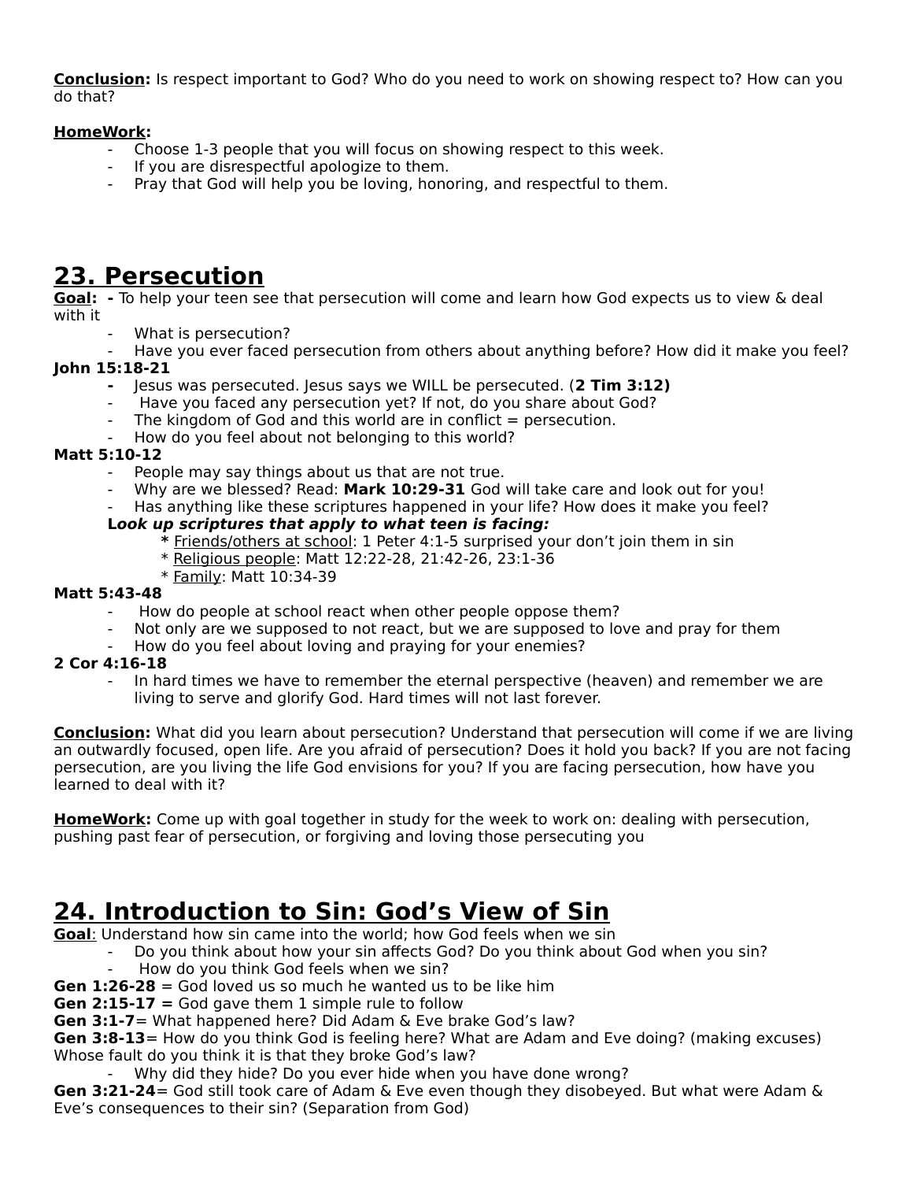**Conclusion:** Is respect important to God? Who do you need to work on showing respect to? How can you do that?

**HomeWork:**

- Choose 1-3 people that you will focus on showing respect to this week.
- If you are disrespectful apologize to them.
- Pray that God will help you be loving, honoring, and respectful to them.

# 23. Persecution

**Goal:** **-** To help your teen see that persecution will come and learn how God expects us to view & deal with it

- What is persecution?
- Have you ever faced persecution from others about anything before? How did it make you feel?

**John 15:18-21**

- Jesus was persecuted. Jesus says we WILL be persecuted. (**2 Tim 3:12)**
- Have you faced any persecution yet? If not, do you share about God?
- The kingdom of God and this world are in conflict = persecution.
- How do you feel about not belonging to this world?

**Matt 5:10-12**

- People may say things about us that are not true.
- Why are we blessed? Read: **Mark 10:29-31** God will take care and look out for you!
- Has anything like these scriptures happened in your life? How does it make you feel?

**L*ook up scriptures that apply to what teen is facing:***

* Friends/others at school: 1 Peter 4:1-5 surprised your don't join them in sin
* Religious people: Matt 12:22-28, 21:42-26, 23:1-36
* Family: Matt 10:34-39

**Matt 5:43-48**

- How do people at school react when other people oppose them?
- Not only are we supposed to not react, but we are supposed to love and pray for them
- How do you feel about loving and praying for your enemies?

**2 Cor 4:16-18**

- In hard times we have to remember the eternal perspective (heaven) and remember we are living to serve and glorify God. Hard times will not last forever.

**Conclusion:** What did you learn about persecution? Understand that persecution will come if we are living an outwardly focused, open life. Are you afraid of persecution? Does it hold you back? If you are not facing persecution, are you living the life God envisions for you? If you are facing persecution, how have you learned to deal with it?

**HomeWork:** Come up with goal together in study for the week to work on: dealing with persecution, pushing past fear of persecution, or forgiving and loving those persecuting you

# 24. Introduction to Sin: God's View of Sin

**Goal**: Understand how sin came into the world; how God feels when we sin

- Do you think about how your sin affects God? Do you think about God when you sin?
- How do you think God feels when we sin?

**Gen 1:26-28** = God loved us so much he wanted us to be like him

**Gen 2:15-17 =** God gave them 1 simple rule to follow

**Gen 3:1-7**= What happened here? Did Adam & Eve brake God's law?

**Gen 3:8-13**= How do you think God is feeling here? What are Adam and Eve doing? (making excuses) Whose fault do you think it is that they broke God's law?

- Why did they hide? Do you ever hide when you have done wrong?

**Gen 3:21-24**= God still took care of Adam & Eve even though they disobeyed. But what were Adam & Eve's consequences to their sin? (Separation from God)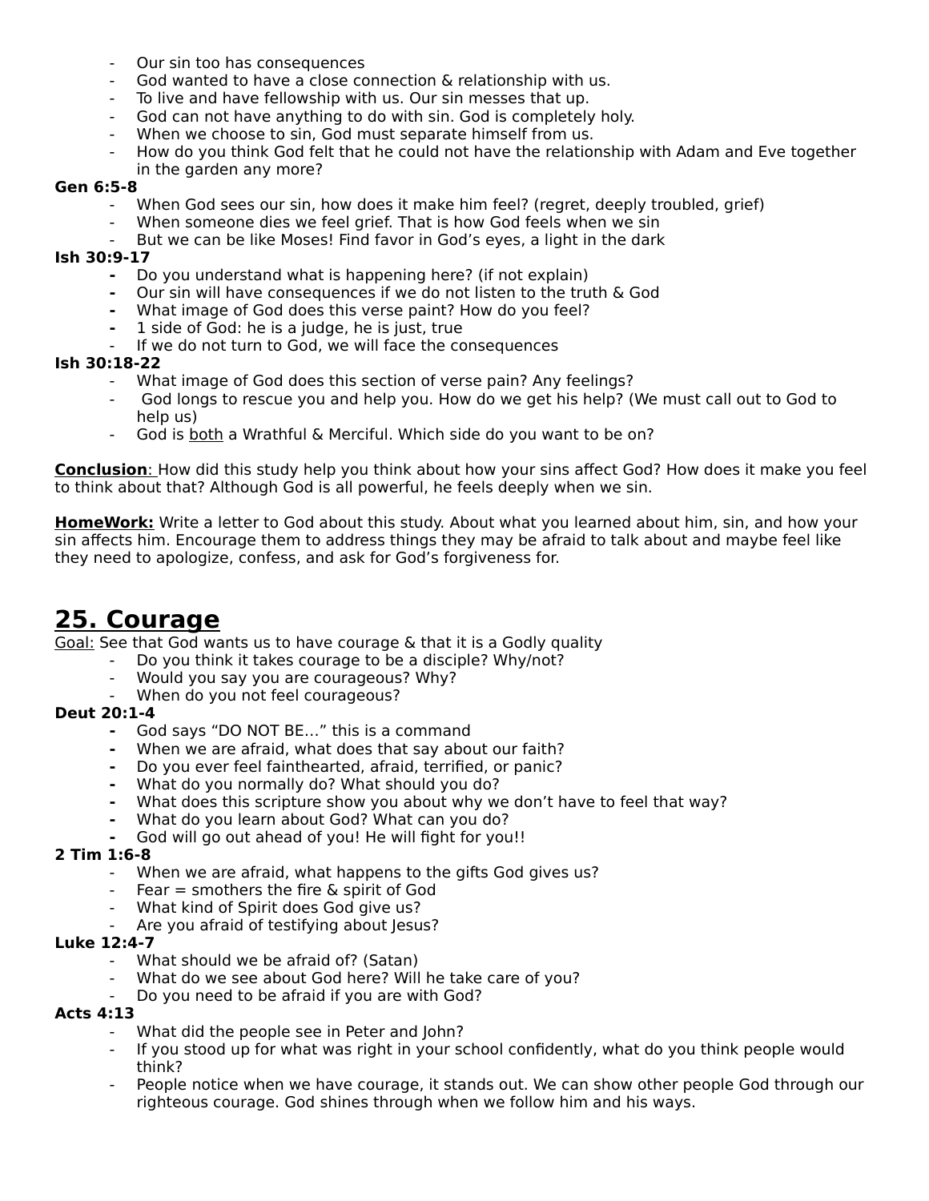- Our sin too has consequences
- God wanted to have a close connection & relationship with us.
- To live and have fellowship with us. Our sin messes that up.
- God can not have anything to do with sin. God is completely holy.
- When we choose to sin, God must separate himself from us.
- How do you think God felt that he could not have the relationship with Adam and Eve together in the garden any more?

**Gen 6:5-8**

- When God sees our sin, how does it make him feel? (regret, deeply troubled, grief)
- When someone dies we feel grief. That is how God feels when we sin
- But we can be like Moses! Find favor in God's eyes, a light in the dark

**Ish 30:9-17**

- Do you understand what is happening here? (if not explain)
- Our sin will have consequences if we do not listen to the truth & God
- What image of God does this verse paint? How do you feel?
- 1 side of God: he is a judge, he is just, true
- If we do not turn to God, we will face the consequences

**Ish 30:18-22**

- What image of God does this section of verse pain? Any feelings?
- God longs to rescue you and help you. How do we get his help? (We must call out to God to help us)
- God is <u>both</u> a Wrathful & Merciful. Which side do you want to be on?

**<u>Conclusion</u>**: How did this study help you think about how your sins affect God? How does it make you feel to think about that? Although God is all powerful, he feels deeply when we sin.

**<u>HomeWork:</u>** Write a letter to God about this study. About what you learned about him, sin, and how your sin affects him. Encourage them to address things they may be afraid to talk about and maybe feel like they need to apologize, confess, and ask for God's forgiveness for.

# <u>25. Courage</u>

<u>Goal:</u> See that God wants us to have courage & that it is a Godly quality

- Do you think it takes courage to be a disciple? Why/not?
- Would you say you are courageous? Why?
- When do you not feel courageous?

**Deut 20:1-4**

- God says "DO NOT BE…" this is a command
- When we are afraid, what does that say about our faith?
- Do you ever feel fainthearted, afraid, terrified, or panic?
- What do you normally do? What should you do?
- What does this scripture show you about why we don't have to feel that way?
- What do you learn about God? What can you do?
- God will go out ahead of you! He will fight for you!!

**2 Tim 1:6-8**

- When we are afraid, what happens to the gifts God gives us?
- Fear = smothers the fire & spirit of God
- What kind of Spirit does God give us?
- Are you afraid of testifying about Jesus?

**Luke 12:4-7**

- What should we be afraid of? (Satan)
- What do we see about God here? Will he take care of you?
- Do you need to be afraid if you are with God?

**Acts 4:13**

- What did the people see in Peter and John?
- If you stood up for what was right in your school confidently, what do you think people would think?
- People notice when we have courage, it stands out. We can show other people God through our righteous courage. God shines through when we follow him and his ways.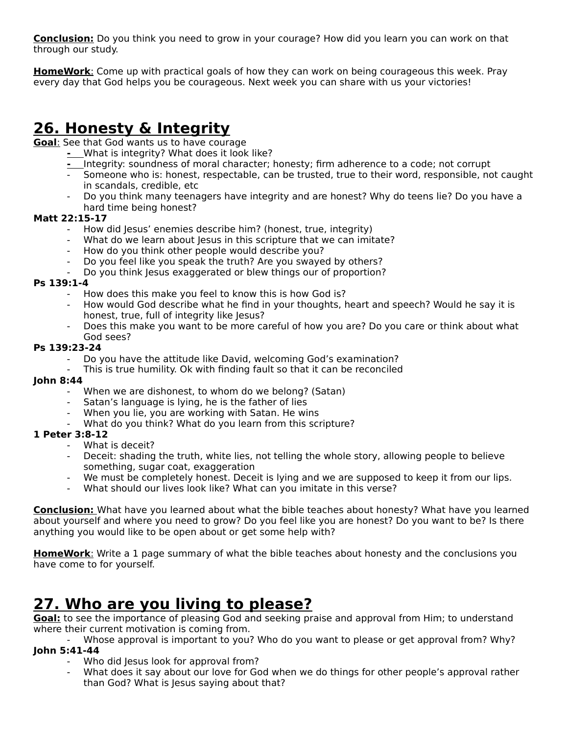**Conclusion:** Do you think you need to grow in your courage? How did you learn you can work on that through our study.

**HomeWork**: Come up with practical goals of how they can work on being courageous this week. Pray every day that God helps you be courageous. Next week you can share with us your victories!

# 26. Honesty & Integrity

**Goal**: See that God wants us to have courage

- What is integrity? What does it look like?
- Integrity: soundness of moral character; honesty; firm adherence to a code; not corrupt
- Someone who is: honest, respectable, can be trusted, true to their word, responsible, not caught in scandals, credible, etc
- Do you think many teenagers have integrity and are honest? Why do teens lie? Do you have a hard time being honest?

**Matt 22:15-17**

- How did Jesus' enemies describe him? (honest, true, integrity)
- What do we learn about Jesus in this scripture that we can imitate?
- How do you think other people would describe you?
- Do you feel like you speak the truth? Are you swayed by others?
- Do you think Jesus exaggerated or blew things our of proportion?

**Ps 139:1-4**

- How does this make you feel to know this is how God is?
- How would God describe what he find in your thoughts, heart and speech? Would he say it is honest, true, full of integrity like Jesus?
- Does this make you want to be more careful of how you are? Do you care or think about what God sees?

**Ps 139:23-24**

- Do you have the attitude like David, welcoming God's examination?
- This is true humility. Ok with finding fault so that it can be reconciled

**John 8:44**

- When we are dishonest, to whom do we belong? (Satan)
- Satan's language is lying, he is the father of lies
- When you lie, you are working with Satan. He wins
- What do you think? What do you learn from this scripture?

**1 Peter 3:8-12**

- What is deceit?
- Deceit: shading the truth, white lies, not telling the whole story, allowing people to believe something, sugar coat, exaggeration
- We must be completely honest. Deceit is lying and we are supposed to keep it from our lips.
- What should our lives look like? What can you imitate in this verse?

**Conclusion:** What have you learned about what the bible teaches about honesty? What have you learned about yourself and where you need to grow? Do you feel like you are honest? Do you want to be? Is there anything you would like to be open about or get some help with?

**HomeWork**: Write a 1 page summary of what the bible teaches about honesty and the conclusions you have come to for yourself.

# 27. Who are you living to please?

**Goal:** to see the importance of pleasing God and seeking praise and approval from Him; to understand where their current motivation is coming from.

- Whose approval is important to you? Who do you want to please or get approval from? Why?

**John 5:41-44**

- Who did Jesus look for approval from?
- What does it say about our love for God when we do things for other people's approval rather than God? What is Jesus saying about that?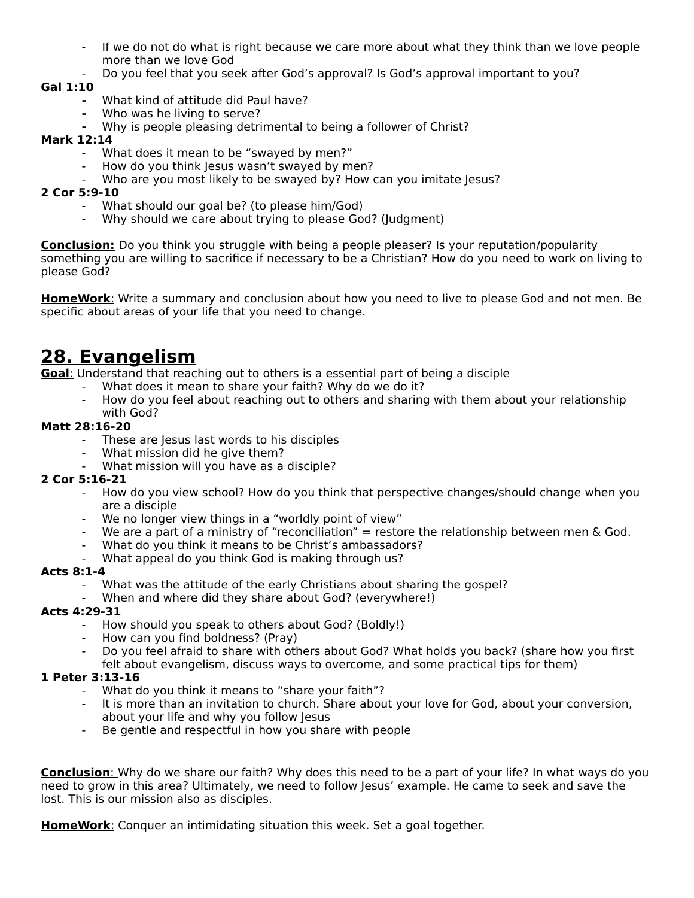- If we do not do what is right because we care more about what they think than we love people more than we love God
- Do you feel that you seek after God's approval? Is God's approval important to you?

**Gal 1:10**

- What kind of attitude did Paul have?
- Who was he living to serve?
- Why is people pleasing detrimental to being a follower of Christ?

**Mark 12:14**

- What does it mean to be "swayed by men?"
- How do you think Jesus wasn't swayed by men?
- Who are you most likely to be swayed by? How can you imitate Jesus?

**2 Cor 5:9-10**

- What should our goal be? (to please him/God)
- Why should we care about trying to please God? (Judgment)

**<u>Conclusion:</u>** Do you think you struggle with being a people pleaser? Is your reputation/popularity something you are willing to sacrifice if necessary to be a Christian? How do you need to work on living to please God?

**<u>HomeWork</u>**: Write a summary and conclusion about how you need to live to please God and not men. Be specific about areas of your life that you need to change.

# <u>28. Evangelism</u>

**<u>Goal</u>**: Understand that reaching out to others is a essential part of being a disciple

- What does it mean to share your faith? Why do we do it?
- How do you feel about reaching out to others and sharing with them about your relationship with God?

**Matt 28:16-20**

- These are Jesus last words to his disciples
- What mission did he give them?
- What mission will you have as a disciple?

**2 Cor 5:16-21**

- How do you view school? How do you think that perspective changes/should change when you are a disciple
- We no longer view things in a "worldly point of view"
- We are a part of a ministry of "reconciliation" = restore the relationship between men & God.
- What do you think it means to be Christ's ambassadors?
- What appeal do you think God is making through us?

**Acts 8:1-4**

- What was the attitude of the early Christians about sharing the gospel?
- When and where did they share about God? (everywhere!)

**Acts 4:29-31**

- How should you speak to others about God? (Boldly!)
- How can you find boldness? (Pray)
- Do you feel afraid to share with others about God? What holds you back? (share how you first felt about evangelism, discuss ways to overcome, and some practical tips for them)

**1 Peter 3:13-16**

- What do you think it means to "share your faith"?
- It is more than an invitation to church. Share about your love for God, about your conversion, about your life and why you follow Jesus
- Be gentle and respectful in how you share with people

**<u>Conclusion</u>**: Why do we share our faith? Why does this need to be a part of your life? In what ways do you need to grow in this area? Ultimately, we need to follow Jesus' example. He came to seek and save the lost. This is our mission also as disciples.

**<u>HomeWork</u>**: Conquer an intimidating situation this week. Set a goal together.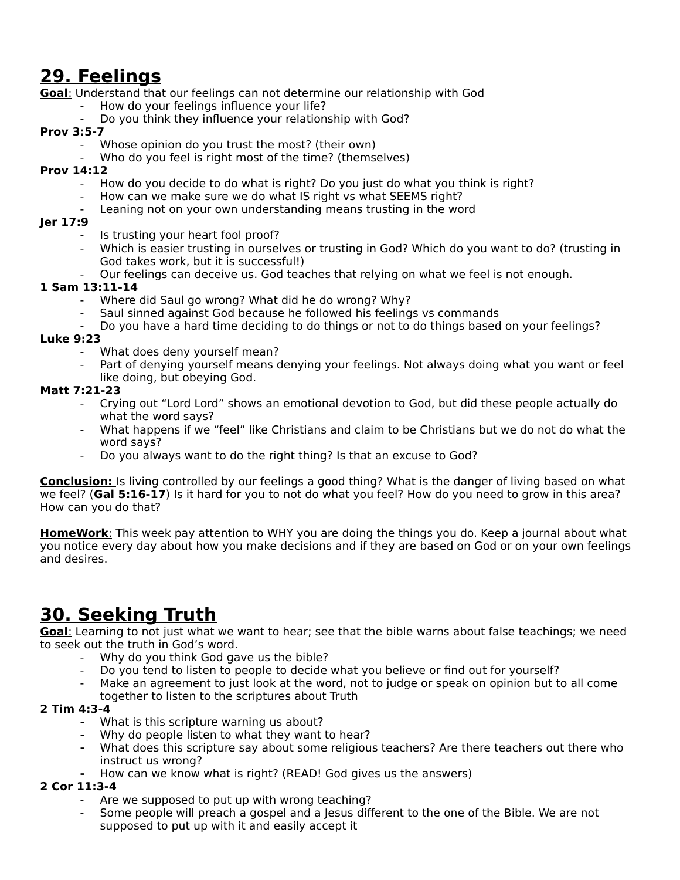# 29. Feelings

**Goal**: Understand that our feelings can not determine our relationship with God

- How do your feelings influence your life?
- Do you think they influence your relationship with God?

**Prov 3:5-7**

- Whose opinion do you trust the most? (their own)
- Who do you feel is right most of the time? (themselves)

**Prov 14:12**

- How do you decide to do what is right? Do you just do what you think is right?
- How can we make sure we do what IS right vs what SEEMS right?
- Leaning not on your own understanding means trusting in the word

**Jer 17:9**

- Is trusting your heart fool proof?
- Which is easier trusting in ourselves or trusting in God? Which do you want to do? (trusting in God takes work, but it is successful!)
- Our feelings can deceive us. God teaches that relying on what we feel is not enough.

**1 Sam 13:11-14**

- Where did Saul go wrong? What did he do wrong? Why?
- Saul sinned against God because he followed his feelings vs commands
- Do you have a hard time deciding to do things or not to do things based on your feelings?

**Luke 9:23**

- What does deny yourself mean?
- Part of denying yourself means denying your feelings. Not always doing what you want or feel like doing, but obeying God.

**Matt 7:21-23**

- Crying out "Lord Lord" shows an emotional devotion to God, but did these people actually do what the word says?
- What happens if we "feel" like Christians and claim to be Christians but we do not do what the word says?
- Do you always want to do the right thing? Is that an excuse to God?

**Conclusion:** Is living controlled by our feelings a good thing? What is the danger of living based on what we feel? (**Gal 5:16-17**) Is it hard for you to not do what you feel? How do you need to grow in this area? How can you do that?

**HomeWork**: This week pay attention to WHY you are doing the things you do. Keep a journal about what you notice every day about how you make decisions and if they are based on God or on your own feelings and desires.

# 30. Seeking Truth

**Goal**: Learning to not just what we want to hear; see that the bible warns about false teachings; we need to seek out the truth in God's word.

- Why do you think God gave us the bible?
- Do you tend to listen to people to decide what you believe or find out for yourself?
- Make an agreement to just look at the word, not to judge or speak on opinion but to all come together to listen to the scriptures about Truth

**2 Tim 4:3-4**

- What is this scripture warning us about?
- Why do people listen to what they want to hear?
- What does this scripture say about some religious teachers? Are there teachers out there who instruct us wrong?
- How can we know what is right? (READ! God gives us the answers)

**2 Cor 11:3-4**

- Are we supposed to put up with wrong teaching?
- Some people will preach a gospel and a Jesus different to the one of the Bible. We are not supposed to put up with it and easily accept it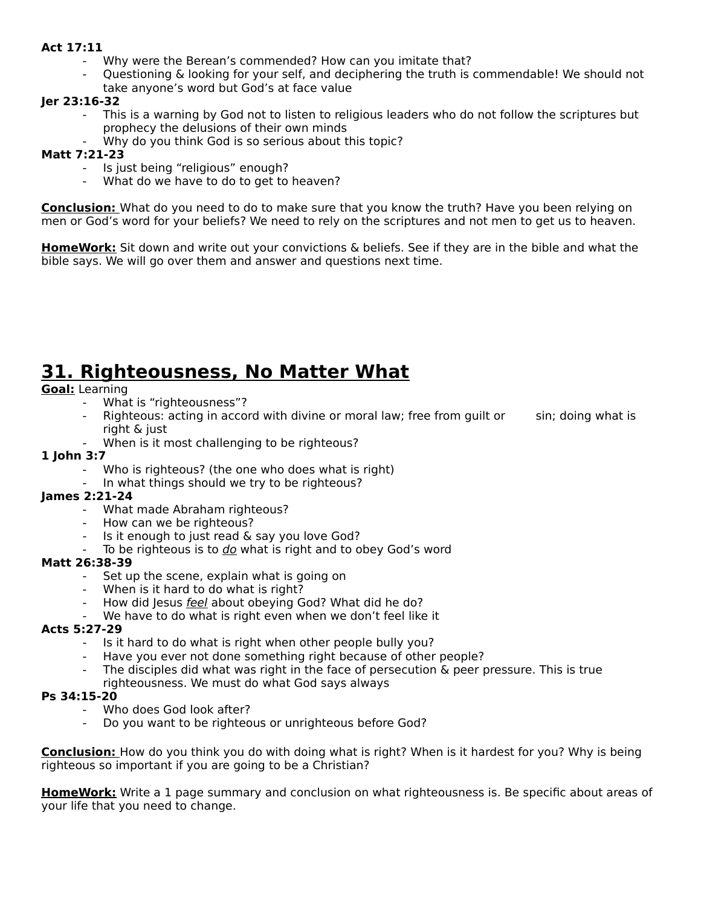**Act 17:11**

- Why were the Berean's commended? How can you imitate that?
- Questioning & looking for your self, and deciphering the truth is commendable! We should not take anyone's word but God's at face value

**Jer 23:16-32**

- This is a warning by God not to listen to religious leaders who do not follow the scriptures but prophecy the delusions of their own minds
- Why do you think God is so serious about this topic?

**Matt 7:21-23**

- Is just being "religious" enough?
- What do we have to do to get to heaven?

**Conclusion:** What do you need to do to make sure that you know the truth? Have you been relying on men or God's word for your beliefs? We need to rely on the scriptures and not men to get us to heaven.

**HomeWork:** Sit down and write out your convictions & beliefs. See if they are in the bible and what the bible says. We will go over them and answer and questions next time.

# 31. Righteousness, No Matter What

**Goal:** Learning

- What is "righteousness"?
- Righteous: acting in accord with divine or moral law; free from guilt or sin; doing what is right & just
- When is it most challenging to be righteous?

**1 John 3:7**

- Who is righteous? (the one who does what is right)
- In what things should we try to be righteous?

**James 2:21-24**

- What made Abraham righteous?
- How can we be righteous?
- Is it enough to just read & say you love God?
- To be righteous is to *do* what is right and to obey God's word

**Matt 26:38-39**

- Set up the scene, explain what is going on
- When is it hard to do what is right?
- How did Jesus *feel* about obeying God? What did he do?
- We have to do what is right even when we don't feel like it

**Acts 5:27-29**

- Is it hard to do what is right when other people bully you?
- Have you ever not done something right because of other people?
- The disciples did what was right in the face of persecution & peer pressure. This is true righteousness. We must do what God says always

**Ps 34:15-20**

- Who does God look after?
- Do you want to be righteous or unrighteous before God?

**Conclusion:** How do you think you do with doing what is right? When is it hardest for you? Why is being righteous so important if you are going to be a Christian?

**HomeWork:** Write a 1 page summary and conclusion on what righteousness is. Be specific about areas of your life that you need to change.